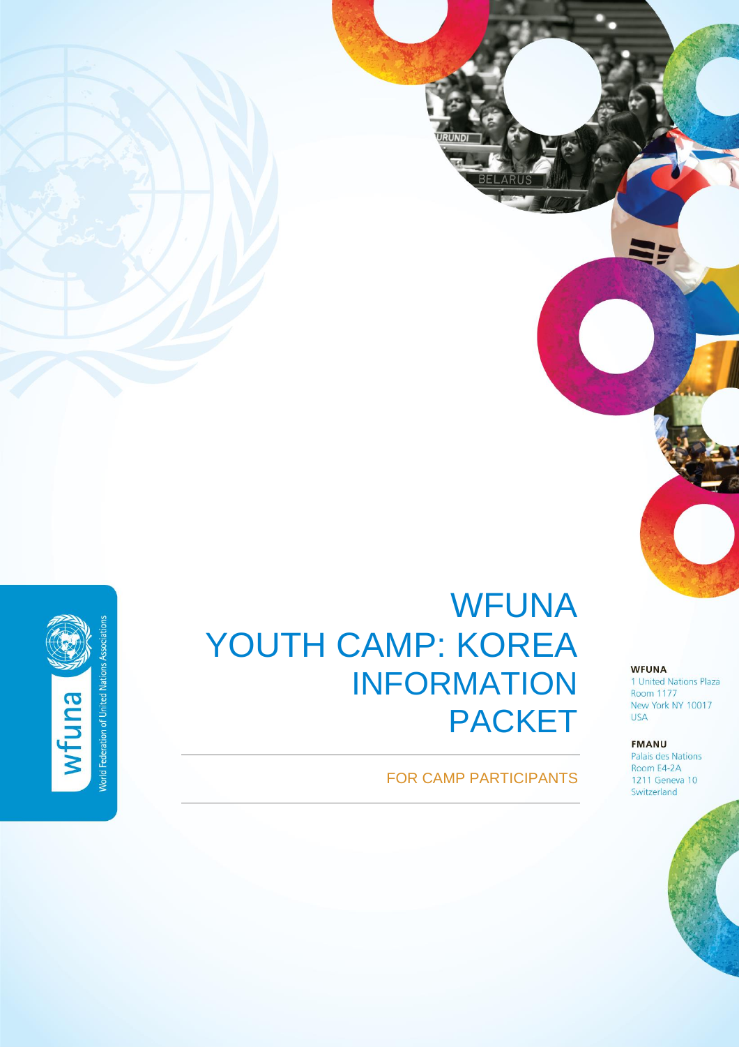# WFUNA YOUTH CAMP: KOREA INFORMATION PACKET

FOR CAMP PARTICIPANTS

**WFUNA**
1 United Nations Plaza
Room 1177
New York NY 10017
USA

**FMANU**
Palais des Nations
Room E4-2A
1211 Geneva 10
Switzerland

wfuna World Federation of United Nations Associations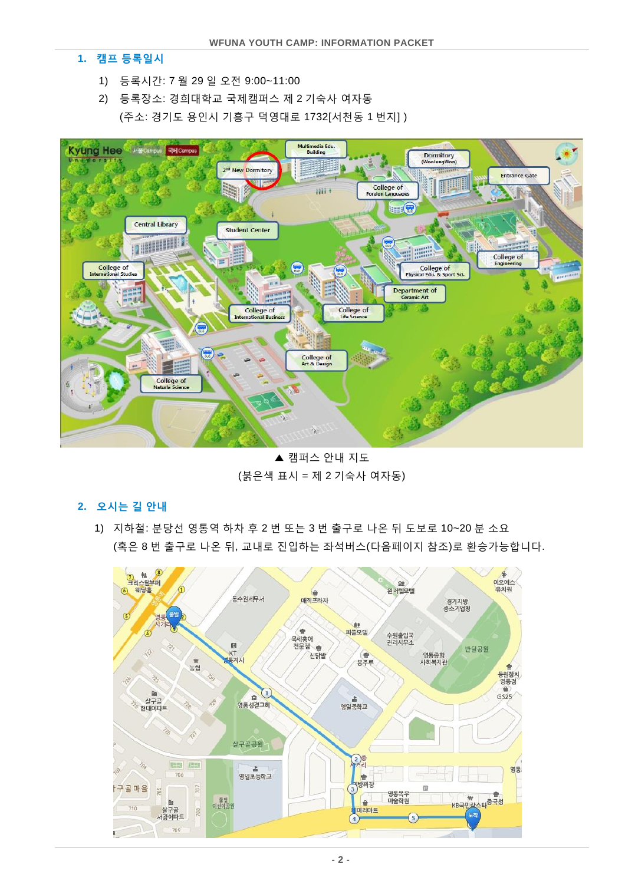## 1. 캠프 등록일시

1) 등록시간: 7 월 29 일 오전 9:00~11:00
2) 등록장소: 경희대학교 국제캠퍼스 제 2 기숙사 여자동
   (주소: 경기도 용인시 기흥구 덕영대로 1732[서천동 1 번지] )

▲ 캠퍼스 안내 지도
(붉은색 표시 = 제 2 기숙사 여자동)

## 2. 오시는 길 안내

1) 지하철: 분당선 영통역 하차 후 2 번 또는 3 번 출구로 나온 뒤 도보로 10~20 분 소요
   (혹은 8 번 출구로 나온 뒤, 교내로 진입하는 좌석버스(다음페이지 참조)로 환승가능합니다.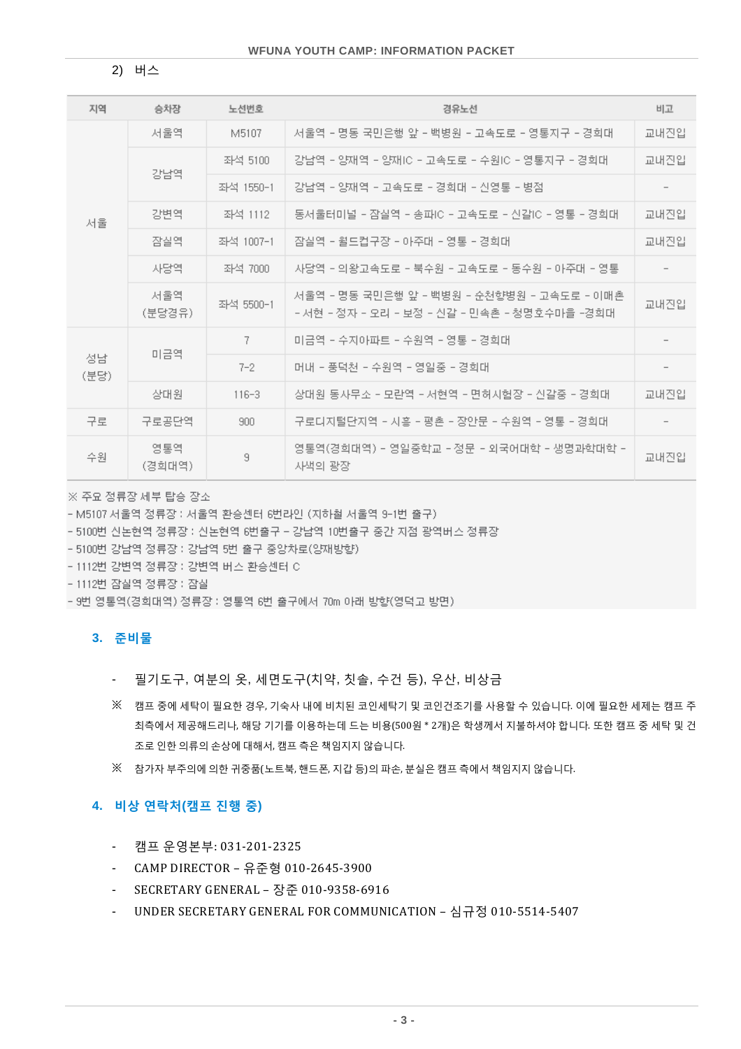2) 버스

| 지역 | 승차장 | 노선번호 | 경유노선 | 비고 |
|---|---|---|---|---|
| 서울 | 서울역 | M5107 | 서울역 - 명동 국민은행 앞 - 백병원 - 고속도로 - 영통지구 - 경희대 | 교내진입 |
| | 강남역 | 좌석 5100 | 강남역 - 양재역 - 양재IC - 고속도로 - 수원IC - 영통지구 - 경희대 | 교내진입 |
| | | 좌석 1550-1 | 강남역 - 양재역 - 고속도로 - 경희대 - 신영통 - 병점 | - |
| | 강변역 | 좌석 1112 | 동서울터미널 - 잠실역 - 송파IC - 고속도로 - 신갈IC - 영통 - 경희대 | 교내진입 |
| | 잠실역 | 좌석 1007-1 | 잠실역 - 월드컵구장 - 아주대 - 영통 - 경희대 | 교내진입 |
| | 사당역 | 좌석 7000 | 사당역 - 의왕고속도로 - 북수원 - 고속도로 - 동수원 - 아주대 - 영통 | - |
| | 서울역 (분당경유) | 좌석 5500-1 | 서울역 - 명동 국민은행 앞 - 백병원 - 순천향병원 - 고속도로 - 이매촌 - 서현 - 정자 - 오리 - 보정 - 신갈 - 민속촌 - 청명호수마을 -경희대 | 교내진입 |
| 성남 (분당) | 미금역 | 7 | 미금역 - 수지아파트 - 수원역 - 영통 - 경희대 | - |
| | | 7-2 | 머내 - 풍덕천 - 수원역 - 영일중 - 경희대 | - |
| | 상대원 | 116-3 | 상대원 동사무소 - 모란역 - 서현역 - 면허시험장 - 신갈중 - 경희대 | 교내진입 |
| 구로 | 구로공단역 | 900 | 구로디지털단지역 - 시흥 - 평촌 - 장안문 - 수원역 - 영통 - 경희대 | - |
| 수원 | 영통역 (경희대역) | 9 | 영통역(경희대역) - 영일중학교 - 정문 - 외국어대학 - 생명과학대학 - 사색의 광장 | 교내진입 |

※ 주요 정류장 세부 탑승 장소
- M5107 서울역 정류장 : 서울역 환승센터 6번라인 (지하철 서울역 9-1번 출구)
- 5100번 신논현역 정류장 : 신논현역 6번출구 – 강남역 10번출구 중간 지점 광역버스 정류장
- 5100번 강남역 정류장 : 강남역 5번 출구 중앙차로(양재방향)
- 1112번 강변역 정류장 : 강변역 버스 환승센터 C
- 1112번 잠실역 정류장 : 잠실
- 9번 영통역(경희대역) 정류장 : 영통역 6번 출구에서 70m 아래 방향(영덕고 방면)

## 3. 준비물

- 필기도구, 여분의 옷, 세면도구(치약, 칫솔, 수건 등), 우산, 비상금

※ 캠프 중에 세탁이 필요한 경우, 기숙사 내에 비치된 코인세탁기 및 코인건조기를 사용할 수 있습니다. 이에 필요한 세제는 캠프 주최측에서 제공해드리나, 해당 기기를 이용하는데 드는 비용(500원 * 2개)은 학생께서 지불하셔야 합니다. 또한 캠프 중 세탁 및 건조로 인한 의류의 손상에 대해서, 캠프 측은 책임지지 않습니다.

※ 참가자 부주의에 의한 귀중품(노트북, 핸드폰, 지갑 등)의 파손, 분실은 캠프 측에서 책임지지 않습니다.

## 4. 비상 연락처(캠프 진행 중)

- 캠프 운영본부: 031-201-2325
- CAMP DIRECTOR – 유준형 010-2645-3900
- SECRETARY GENERAL – 장준 010-9358-6916
- UNDER SECRETARY GENERAL FOR COMMUNICATION – 심규정 010-5514-5407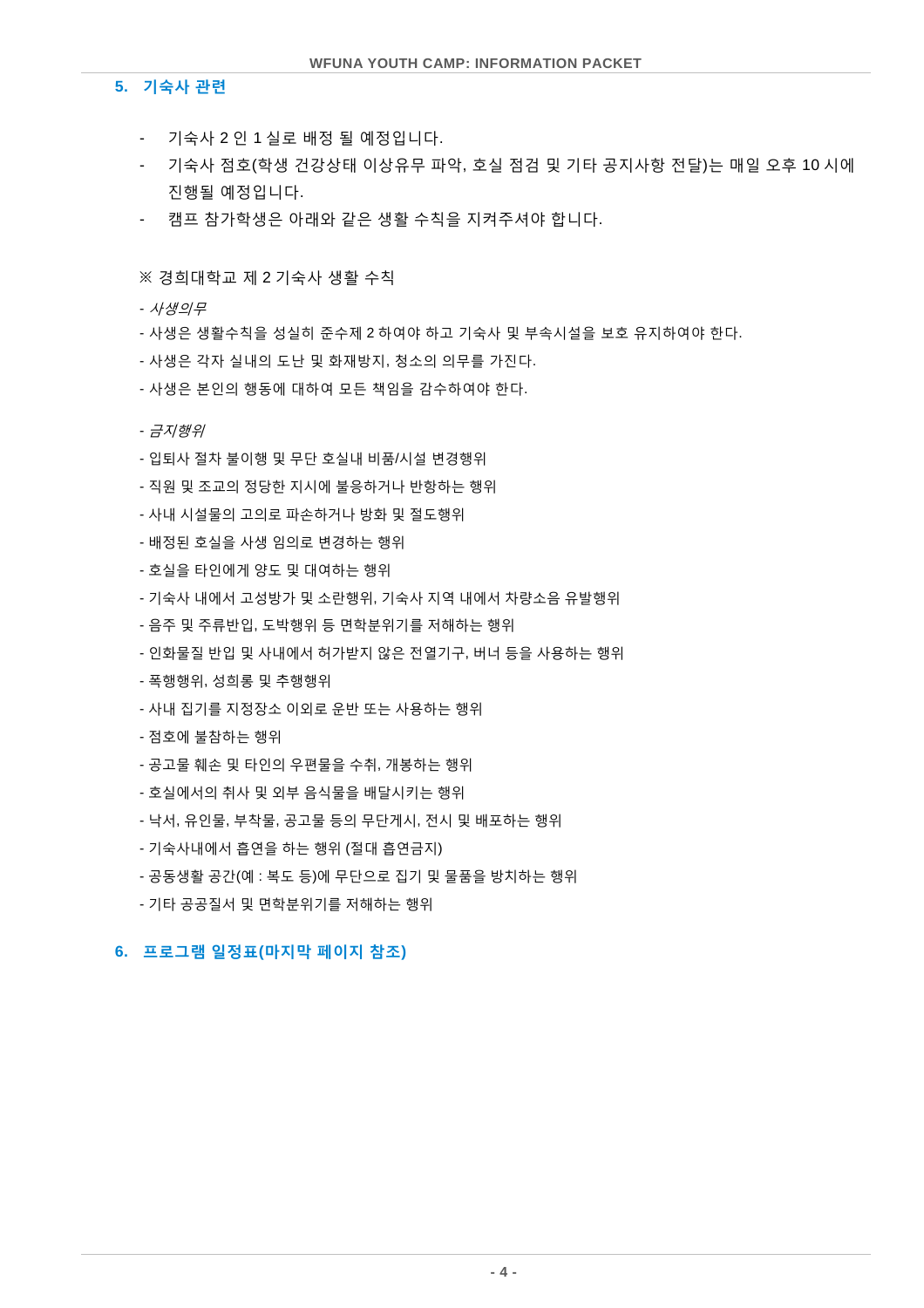## 5. 기숙사 관련

- 기숙사 2 인 1 실로 배정 될 예정입니다.
- 기숙사 점호(학생 건강상태 이상유무 파악, 호실 점검 및 기타 공지사항 전달)는 매일 오후 10 시에 진행될 예정입니다.
- 캠프 참가학생은 아래와 같은 생활 수칙을 지켜주셔야 합니다.

※ 경희대학교 제 2 기숙사 생활 수칙

- *사생의무*
- 사생은 생활수칙을 성실히 준수제 2 하여야 하고 기숙사 및 부속시설을 보호 유지하여야 한다.
- 사생은 각자 실내의 도난 및 화재방지, 청소의 의무를 가진다.
- 사생은 본인의 행동에 대하여 모든 책임을 감수하여야 한다.

- *금지행위*
- 입퇴사 절차 불이행 및 무단 호실내 비품/시설 변경행위
- 직원 및 조교의 정당한 지시에 불응하거나 반항하는 행위
- 사내 시설물의 고의로 파손하거나 방화 및 절도행위
- 배정된 호실을 사생 임의로 변경하는 행위
- 호실을 타인에게 양도 및 대여하는 행위
- 기숙사 내에서 고성방가 및 소란행위, 기숙사 지역 내에서 차량소음 유발행위
- 음주 및 주류반입, 도박행위 등 면학분위기를 저해하는 행위
- 인화물질 반입 및 사내에서 허가받지 않은 전열기구, 버너 등을 사용하는 행위
- 폭행행위, 성희롱 및 추행행위
- 사내 집기를 지정장소 이외로 운반 또는 사용하는 행위
- 점호에 불참하는 행위
- 공고물 훼손 및 타인의 우편물을 수취, 개봉하는 행위
- 호실에서의 취사 및 외부 음식물을 배달시키는 행위
- 낙서, 유인물, 부착물, 공고물 등의 무단게시, 전시 및 배포하는 행위
- 기숙사내에서 흡연을 하는 행위 (절대 흡연금지)
- 공동생활 공간(예 : 복도 등)에 무단으로 집기 및 물품을 방치하는 행위
- 기타 공공질서 및 면학분위기를 저해하는 행위

## 6. 프로그램 일정표(마지막 페이지 참조)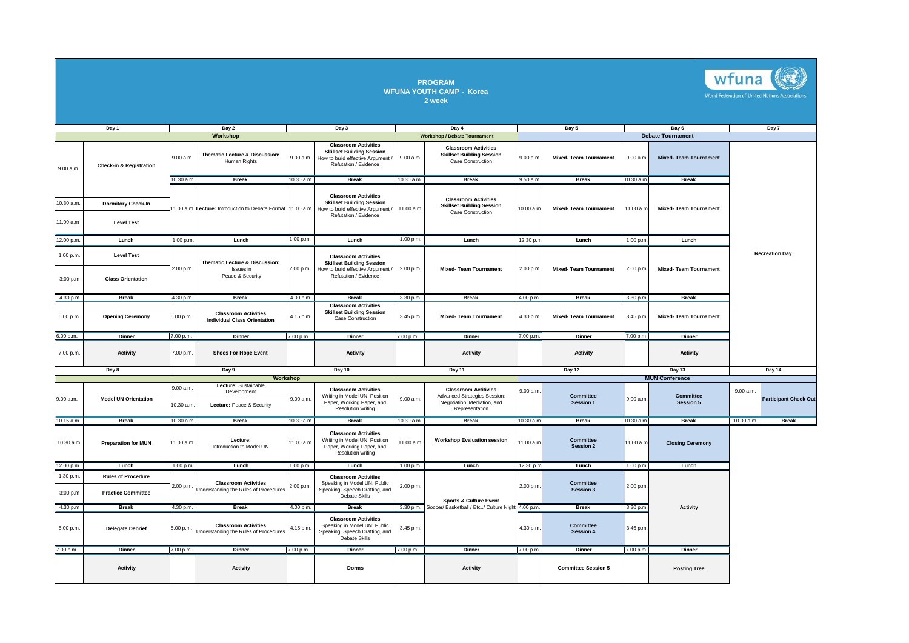# PROGRAM
## WFUNA YOUTH CAMP - Korea
### 2 week

wfuna
World Federation of United Nations Associations

| Day 1 | | Day 2 | | Day 3 | | Day 4 | | Day 5 | | Day 6 | | Day 7 | |
|---|---|---|---|---|---|---|---|---|---|---|---|---|---|
| | | Workshop | | | | Workshop / Debate Tournament | | Debate Tournament | | | | | |
| 9.00 a.m. | Check-in & Registration | 9.00 a.m. | Thematic Lecture & Discussion: Human Rights | 9.00 a.m. | Classroom Activities Skillset Building Session How to build effective Argument / Refutation / Evidence | 9.00 a.m. | Classroom Activities Skillset Building Session Case Construction | 9.00 a.m. | Mixed- Team Tournament | 9.00 a.m. | Mixed- Team Tournament | | Recreation Day |
| | | 10.30 a.m. | Break | 10.30 a.m. | Break | 10.30 a.m. | Break | 9.50 a.m. | Break | 10.30 a.m. | Break | | |
| 10.30 a.m. | Dormitory Check-In | 11.00 a.m. | Lecture: Introduction to Debate Format | 11.00 a.m. | Classroom Activities Skillset Building Session How to build effective Argument / Refutation / Evidence | 11.00 a.m. | Classroom Activities Skillset Building Session Case Construction | 10.00 a.m. | Mixed- Team Tournament | 11.00 a.m | Mixed- Team Tournament | | |
| 11.00 a.m | Level Test | | | | | | | | | | | | |
| 12.00 p.m. | Lunch | 1.00 p.m. | Lunch | 1.00 p.m. | Lunch | 1.00 p.m. | Lunch | 12.30 p.m | Lunch | 1.00 p.m. | Lunch | | |
| 1.00 p.m. | Level Test | 2.00 p.m. | Thematic Lecture & Discussion: Issues in Peace & Security | 2.00 p.m. | Classroom Activities Skillset Building Session How to build effective Argument / Refutation / Evidence | 2.00 p.m. | Mixed- Team Tournament | 2.00 p.m. | Mixed- Team Tournament | 2.00 p.m. | Mixed- Team Tournament | | |
| 3:00 p.m | Class Orientation | | | | | | | | | | | | |
| 4.30 p.m | Break | 4.30 p.m. | Break | 4.00 p.m. | Break | 3.30 p.m. | Break | 4.00 p.m. | Break | 3.30 p.m. | Break | | |
| 5.00 p.m. | Opening Ceremony | 5.00 p.m. | Classroom Activities Individual Class Orientation | 4.15 p.m. | Classroom Activities Skillset Building Session Case Construction | 3.45 p.m. | Mixed- Team Tournament | 4.30 p.m. | Mixed- Team Tournament | 3.45 p.m. | Mixed- Team Tournament | | |
| 6.00 p.m. | Dinner | 7.00 p.m. | Dinner | 7.00 p.m. | Dinner | 7.00 p.m. | Dinner | 7.00 p.m. | Dinner | 7.00 p.m. | Dinner | | |
| 7.00 p.m. | Activity | 7.00 p.m. | Shoes For Hope Event | | Activity | | Activity | | Activity | | Activity | | |

| Day 8 | | Day 9 | | Day 10 | | Day 11 | | Day 12 | | Day 13 | | Day 14 | |
|---|---|---|---|---|---|---|---|---|---|---|---|---|---|
| Workshop | | | | | | | | MUN Conference | | | | | |
| 9.00 a.m. | Model UN Orientation | 9.00 a.m. | Lecture: Sustainable Development | 9.00 a.m. | Classroom Activities Writing in Model UN: Position Paper, Working Paper, and Resolution writing | 9.00 a.m. | Classroom Actitivies Advanced Strategies Session: Negotiation, Mediation, and Representation | 9.00 a.m. | Committee Session 1 | 9.00 a.m. | Committee Session 5 | 9.00 a.m. | Participant Check Out |
| | | 10.30 a.m. | Lecture: Peace & Security | | | | | | | | | | |
| 10.15 a.m. | Break | 10.30 a.m. | Break | 10.30 a.m. | Break | 10.30 a.m. | Break | 10.30 a.m. | Break | 10.30 a.m. | Break | 10.00 a.m. | Break |
| 10.30 a.m. | Preparation for MUN | 11.00 a.m. | Lecture: Introduction to Model UN | 11.00 a.m. | Classroom Activities Writing in Model UN: Position Paper, Working Paper, and Resolution writing | 11.00 a.m. | Workshop Evaluation session | 11.00 a.m. | Committee Session 2 | 11.00 a.m | Closing Ceremony | | |
| 12.00 p.m. | Lunch | 1.00 p.m. | Lunch | 1.00 p.m. | Lunch | 1.00 p.m. | Lunch | 12.30 p.m | Lunch | 1.00 p.m. | Lunch | | |
| 1.30 p.m. | Rules of Procedure | 2.00 p.m. | Classroom Activities Understanding the Rules of Procedures | 2.00 p.m. | Classroom Activities Speaking in Model UN: Public Speaking, Speech Drafting, and Debate Skills | 2.00 p.m. | Sports & Culture Event | 2.00 p.m. | Committee Session 3 | 2.00 p.m. | Activity | | |
| 3:00 p.m | Practice Committee | | | | | | | | | | | | |
| 4.30 p.m | Break | 4.30 p.m. | Break | 4.00 p.m. | Break | 3.30 p.m. | Soccer/ Basketball / Etc../ Culture Night | 4.00 p.m. | Break | 3.30 p.m. | | | |
| 5.00 p.m. | Delegate Debrief | 5.00 p.m. | Classroom Activities Understanding the Rules of Procedures | 4.15 p.m. | Classroom Activities Speaking in Model UN: Public Speaking, Speech Drafting, and Debate Skills | 3.45 p.m. | | 4.30 p.m. | Committee Session 4 | 3.45 p.m. | | | |
| 7.00 p.m. | Dinner | 7.00 p.m. | Dinner | 7.00 p.m. | Dinner | 7.00 p.m. | Dinner | 7.00 p.m. | Dinner | 7.00 p.m. | Dinner | | |
| | Activity | | Activity | | Dorms | | Activity | | Committee Session 5 | | Posting Tree | | |